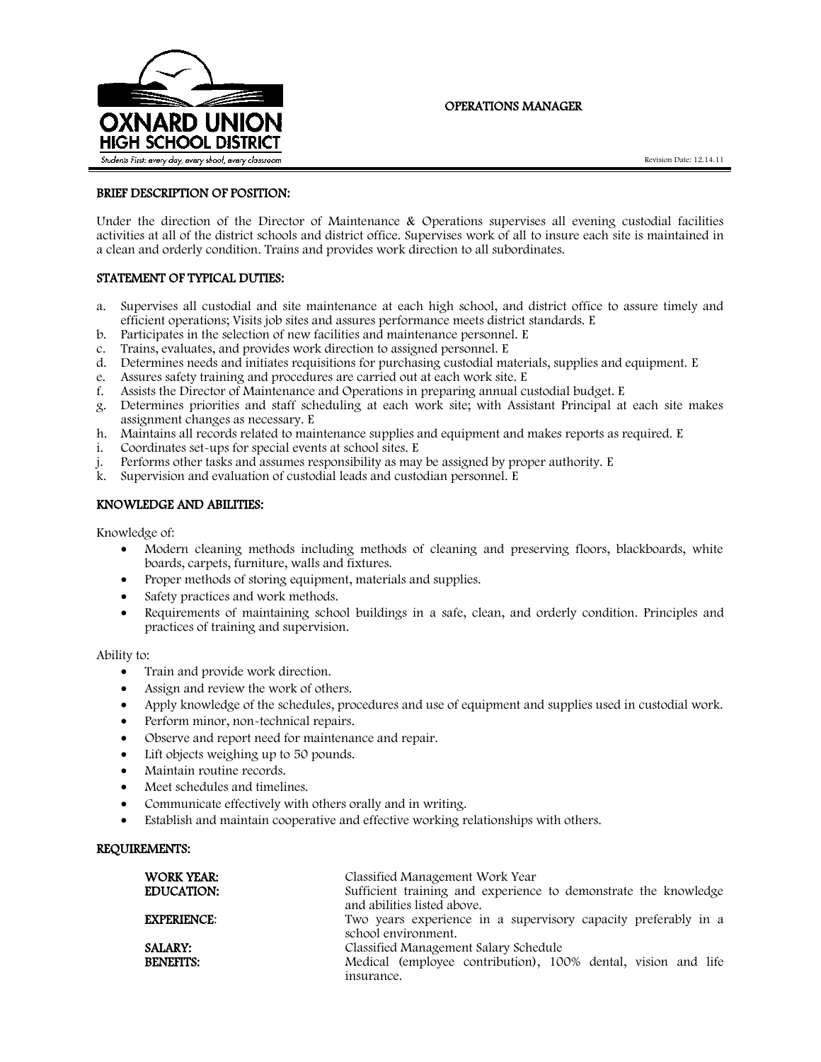# OXNARD UNION HIGH SCHOOL DISTRICT

*Students First: every day, every shool, every classroom*

## OPERATIONS MANAGER

Revision Date: 12.14.11

### BRIEF DESCRIPTION OF POSITION:

Under the direction of the Director of Maintenance & Operations supervises all evening custodial facilities activities at all of the district schools and district office. Supervises work of all to insure each site is maintained in a clean and orderly condition. Trains and provides work direction to all subordinates.

### STATEMENT OF TYPICAL DUTIES:

a. Supervises all custodial and site maintenance at each high school, and district office to assure timely and efficient operations; Visits job sites and assures performance meets district standards. E
b. Participates in the selection of new facilities and maintenance personnel. E
c. Trains, evaluates, and provides work direction to assigned personnel. E
d. Determines needs and initiates requisitions for purchasing custodial materials, supplies and equipment. E
e. Assures safety training and procedures are carried out at each work site. E
f. Assists the Director of Maintenance and Operations in preparing annual custodial budget. E
g. Determines priorities and staff scheduling at each work site; with Assistant Principal at each site makes assignment changes as necessary. E
h. Maintains all records related to maintenance supplies and equipment and makes reports as required. E
i. Coordinates set-ups for special events at school sites. E
j. Performs other tasks and assumes responsibility as may be assigned by proper authority. E
k. Supervision and evaluation of custodial leads and custodian personnel. E

### KNOWLEDGE AND ABILITIES:

Knowledge of:

- Modern cleaning methods including methods of cleaning and preserving floors, blackboards, white boards, carpets, furniture, walls and fixtures.
- Proper methods of storing equipment, materials and supplies.
- Safety practices and work methods.
- Requirements of maintaining school buildings in a safe, clean, and orderly condition. Principles and practices of training and supervision.

Ability to:

- Train and provide work direction.
- Assign and review the work of others.
- Apply knowledge of the schedules, procedures and use of equipment and supplies used in custodial work.
- Perform minor, non-technical repairs.
- Observe and report need for maintenance and repair.
- Lift objects weighing up to 50 pounds.
- Maintain routine records.
- Meet schedules and timelines.
- Communicate effectively with others orally and in writing.
- Establish and maintain cooperative and effective working relationships with others.

### REQUIREMENTS:

| | |
|---|---|
| **WORK YEAR:** | Classified Management Work Year |
| **EDUCATION:** | Sufficient training and experience to demonstrate the knowledge and abilities listed above. |
| **EXPERIENCE:** | Two years experience in a supervisory capacity preferably in a school environment. |
| **SALARY:** | Classified Management Salary Schedule |
| **BENEFITS:** | Medical (employee contribution), 100% dental, vision and life insurance. |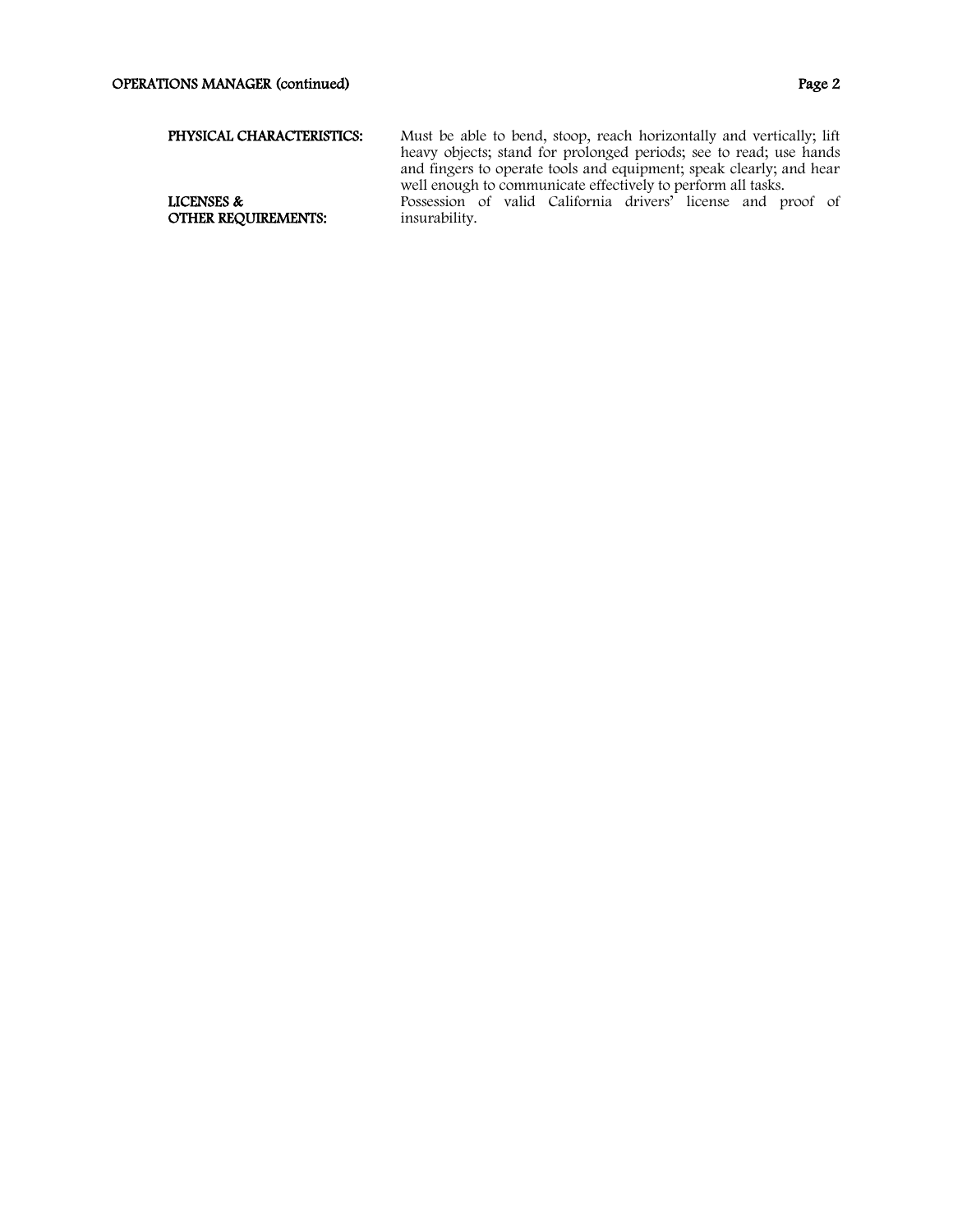**PHYSICAL CHARACTERISTICS:** Must be able to bend, stoop, reach horizontally and vertically; lift heavy objects; stand for prolonged periods; see to read; use hands and fingers to operate tools and equipment; speak clearly; and hear well enough to communicate effectively to perform all tasks.

**LICENSES & OTHER REQUIREMENTS:** Possession of valid California drivers' license and proof of insurability.